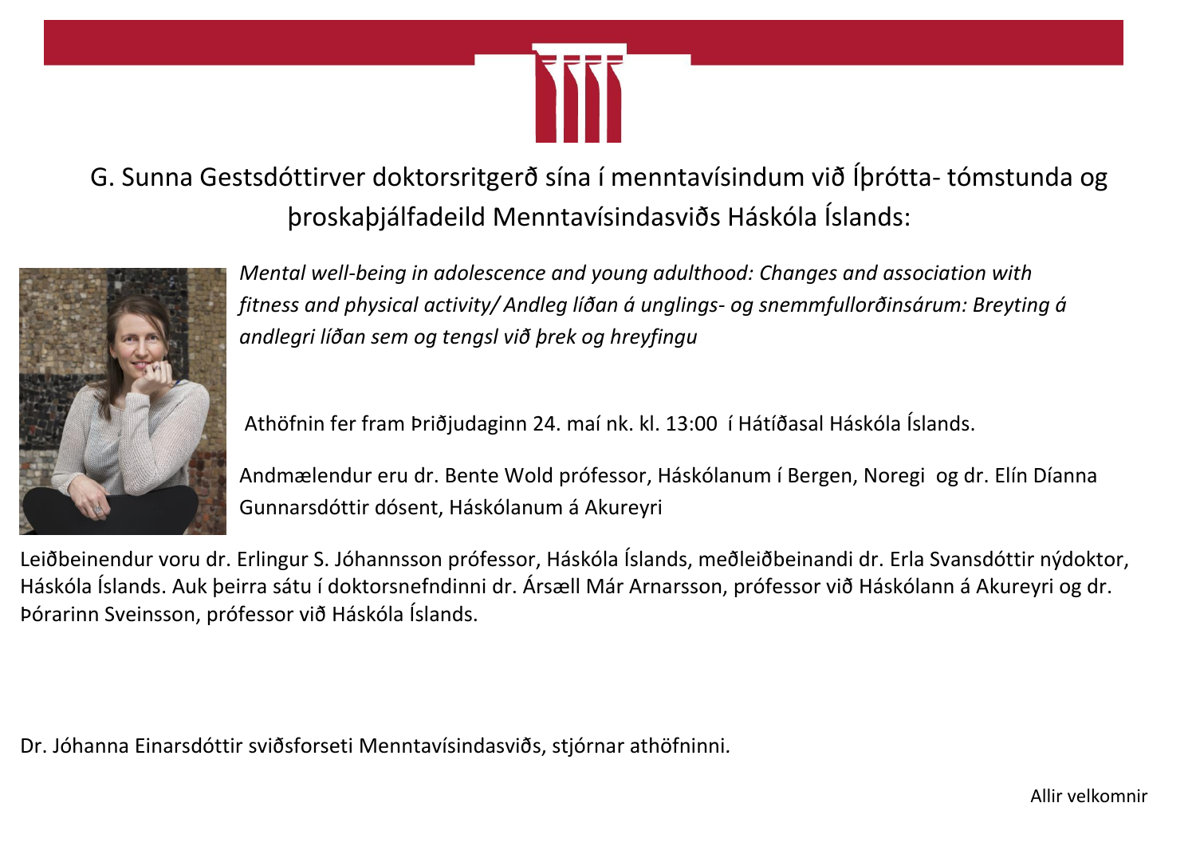G. Sunna Gestsdóttirver doktorsritgerð sína í menntavísindum við Íþrótta- tómstunda og þroskaþjálfadeild Menntavísindasviðs Háskóla Íslands:

*Mental well-being in adolescence and young adulthood: Changes and association with fitness and physical activity/ Andleg líðan á unglings- og snemmfullorðinsárum: Breyting á andlegri líðan sem og tengsl við þrek og hreyfingu*

Athöfnin fer fram Þriðjudaginn 24. maí nk. kl. 13:00 í Hátíðasal Háskóla Íslands.

Andmælendur eru dr. Bente Wold prófessor, Háskólanum í Bergen, Noregi og dr. Elín Díanna Gunnarsdóttir dósent, Háskólanum á Akureyri

Leiðbeinendur voru dr. Erlingur S. Jóhannsson prófessor, Háskóla Íslands, meðleiðbeinandi dr. Erla Svansdóttir nýdoktor, Háskóla Íslands. Auk þeirra sátu í doktorsnefndinni dr. Ársæll Már Arnarsson, prófessor við Háskólann á Akureyri og dr. Þórarinn Sveinsson, prófessor við Háskóla Íslands.

Dr. Jóhanna Einarsdóttir sviðsforseti Menntavísindasviðs, stjórnar athöfninni.

Allir velkomnir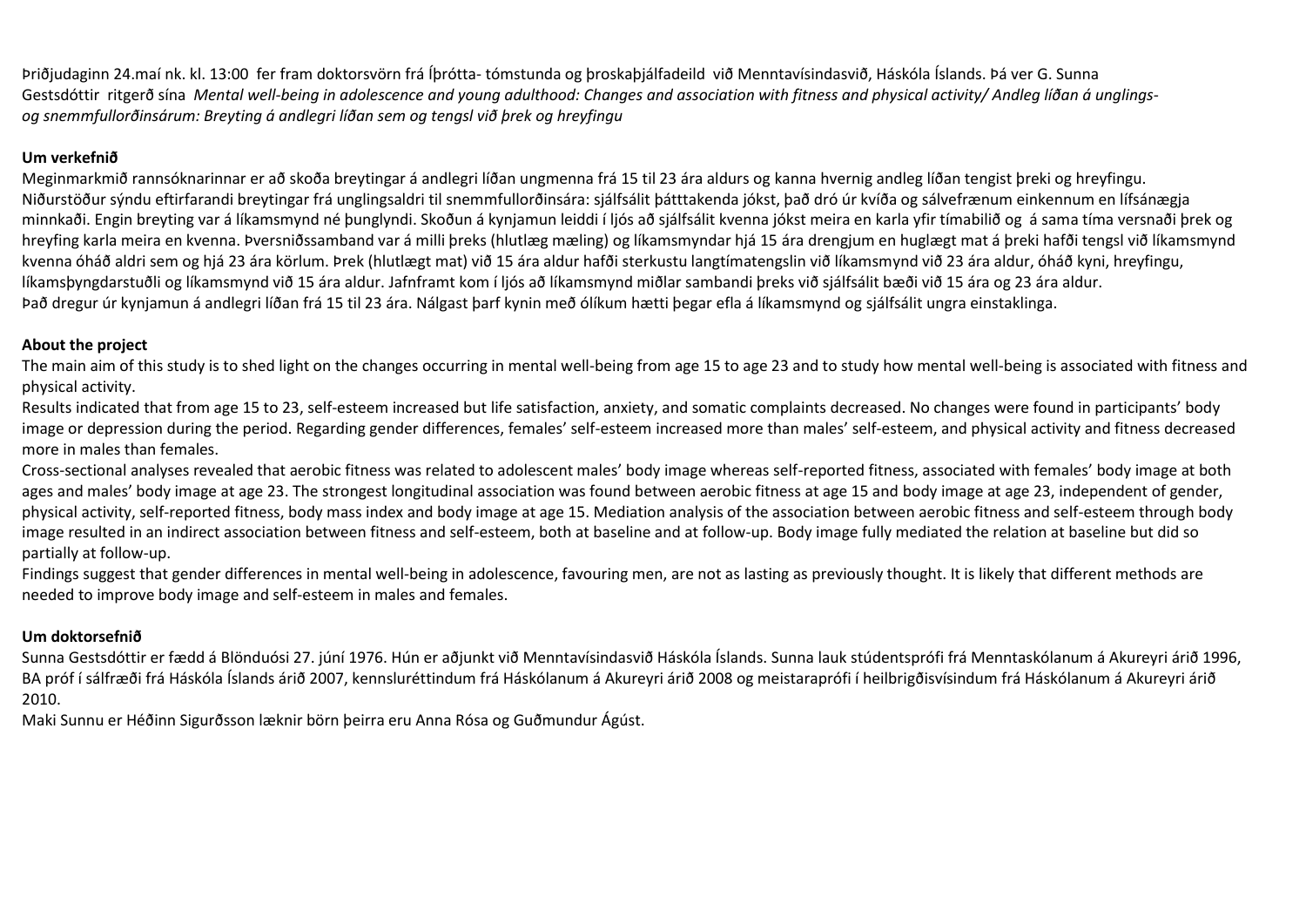Þriðjudaginn 24.maí nk. kl. 13:00 fer fram doktorsvörn frá Íþrótta- tómstunda og þroskaþjálfadeild við Menntavísindasvið, Háskóla Íslands. Þá ver G. Sunna Gestsdóttir ritgerð sína *Mental well-being in adolescence and young adulthood: Changes and association with fitness and physical activity/ Andleg líðan á unglings- og snemmfullorðinsárum: Breyting á andlegri líðan sem og tengsl við þrek og hreyfingu*

**Um verkefnið**

Meginmarkmið rannsóknarinnar er að skoða breytingar á andlegri líðan ungmenna frá 15 til 23 ára aldurs og kanna hvernig andleg líðan tengist þreki og hreyfingu. Niðurstöður sýndu eftirfarandi breytingar frá unglingsaldri til snemmfullorðinsára: sjálfsálit þátttakenda jókst, það dró úr kvíða og sálvefrænum einkennum en lífsánægja minnkaði. Engin breyting var á líkamsmynd né þunglyndi. Skoðun á kynjamun leiddi í ljós að sjálfsálit kvenna jókst meira en karla yfir tímabilið og á sama tíma versnaði þrek og hreyfing karla meira en kvenna. Þversniðssamband var á milli þreks (hlutlæg mæling) og líkamsmyndar hjá 15 ára drengjum en huglægt mat á þreki hafði tengsl við líkamsmynd kvenna óháð aldri sem og hjá 23 ára körlum. Þrek (hlutlægt mat) við 15 ára aldur hafði sterkustu langtímatengslin við líkamsmynd við 23 ára aldur, óháð kyni, hreyfingu, líkamsþyngdarstuðli og líkamsmynd við 15 ára aldur. Jafnframt kom í ljós að líkamsmynd miðlar sambandi þreks við sjálfsálit bæði við 15 ára og 23 ára aldur. Það dregur úr kynjamun á andlegri líðan frá 15 til 23 ára. Nálgast þarf kynin með ólíkum hætti þegar efla á líkamsmynd og sjálfsálit ungra einstaklinga.

**About the project**

The main aim of this study is to shed light on the changes occurring in mental well-being from age 15 to age 23 and to study how mental well-being is associated with fitness and physical activity.
Results indicated that from age 15 to 23, self-esteem increased but life satisfaction, anxiety, and somatic complaints decreased. No changes were found in participants' body image or depression during the period. Regarding gender differences, females' self-esteem increased more than males' self-esteem, and physical activity and fitness decreased more in males than females.
Cross-sectional analyses revealed that aerobic fitness was related to adolescent males' body image whereas self-reported fitness, associated with females' body image at both ages and males' body image at age 23. The strongest longitudinal association was found between aerobic fitness at age 15 and body image at age 23, independent of gender, physical activity, self-reported fitness, body mass index and body image at age 15. Mediation analysis of the association between aerobic fitness and self-esteem through body image resulted in an indirect association between fitness and self-esteem, both at baseline and at follow-up. Body image fully mediated the relation at baseline but did so partially at follow-up.
Findings suggest that gender differences in mental well-being in adolescence, favouring men, are not as lasting as previously thought. It is likely that different methods are needed to improve body image and self-esteem in males and females.

**Um doktorsefnið**

Sunna Gestsdóttir er fædd á Blönduósi 27. júní 1976. Hún er aðjunkt við Menntavísindasvið Háskóla Íslands. Sunna lauk stúdentsprófi frá Menntaskólanum á Akureyri árið 1996, BA próf í sálfræði frá Háskóla Íslands árið 2007, kennsluréttindum frá Háskólanum á Akureyri árið 2008 og meistaraprófi í heilbrigðisvísindum frá Háskólanum á Akureyri árið 2010.
Maki Sunnu er Héðinn Sigurðsson læknir börn þeirra eru Anna Rósa og Guðmundur Ágúst.